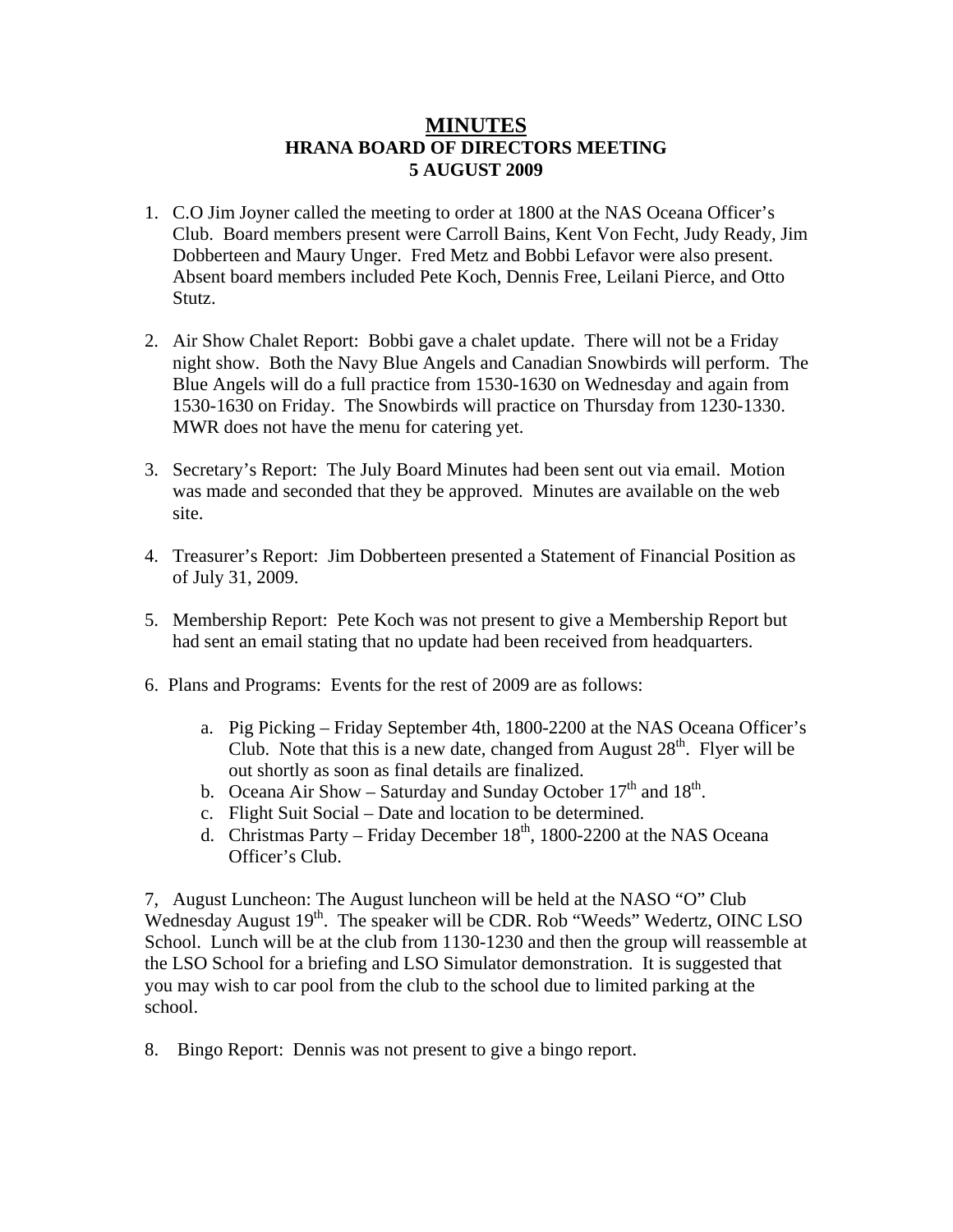# MINUTES
## HRANA BOARD OF DIRECTORS MEETING
## 5 AUGUST 2009

1. C.O Jim Joyner called the meeting to order at 1800 at the NAS Oceana Officer's Club. Board members present were Carroll Bains, Kent Von Fecht, Judy Ready, Jim Dobberteen and Maury Unger. Fred Metz and Bobbi Lefavor were also present. Absent board members included Pete Koch, Dennis Free, Leilani Pierce, and Otto Stutz.

2. Air Show Chalet Report: Bobbi gave a chalet update. There will not be a Friday night show. Both the Navy Blue Angels and Canadian Snowbirds will perform. The Blue Angels will do a full practice from 1530-1630 on Wednesday and again from 1530-1630 on Friday. The Snowbirds will practice on Thursday from 1230-1330. MWR does not have the menu for catering yet.

3. Secretary's Report: The July Board Minutes had been sent out via email. Motion was made and seconded that they be approved. Minutes are available on the web site.

4. Treasurer's Report: Jim Dobberteen presented a Statement of Financial Position as of July 31, 2009.

5. Membership Report: Pete Koch was not present to give a Membership Report but had sent an email stating that no update had been received from headquarters.

6. Plans and Programs: Events for the rest of 2009 are as follows:

   a. Pig Picking – Friday September 4th, 1800-2200 at the NAS Oceana Officer's Club. Note that this is a new date, changed from August 28th. Flyer will be out shortly as soon as final details are finalized.
   b. Oceana Air Show – Saturday and Sunday October 17th and 18th.
   c. Flight Suit Social – Date and location to be determined.
   d. Christmas Party – Friday December 18th, 1800-2200 at the NAS Oceana Officer's Club.

7, August Luncheon: The August luncheon will be held at the NASO "O" Club Wednesday August 19th. The speaker will be CDR. Rob "Weeds" Wedertz, OINC LSO School. Lunch will be at the club from 1130-1230 and then the group will reassemble at the LSO School for a briefing and LSO Simulator demonstration. It is suggested that you may wish to car pool from the club to the school due to limited parking at the school.

8. Bingo Report: Dennis was not present to give a bingo report.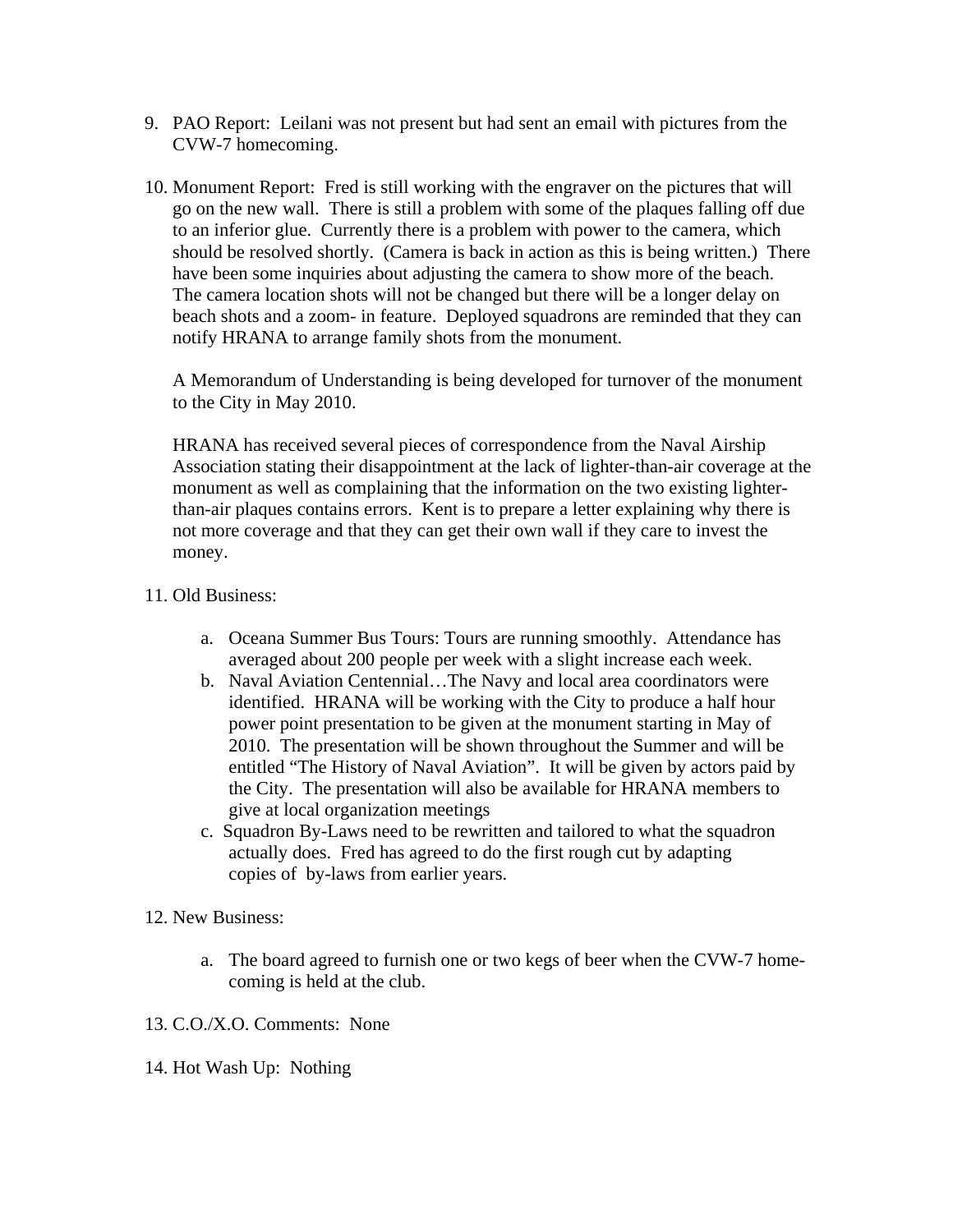9. PAO Report: Leilani was not present but had sent an email with pictures from the CVW-7 homecoming.

10. Monument Report: Fred is still working with the engraver on the pictures that will go on the new wall. There is still a problem with some of the plaques falling off due to an inferior glue. Currently there is a problem with power to the camera, which should be resolved shortly. (Camera is back in action as this is being written.) There have been some inquiries about adjusting the camera to show more of the beach. The camera location shots will not be changed but there will be a longer delay on beach shots and a zoom- in feature. Deployed squadrons are reminded that they can notify HRANA to arrange family shots from the monument.

    A Memorandum of Understanding is being developed for turnover of the monument to the City in May 2010.

    HRANA has received several pieces of correspondence from the Naval Airship Association stating their disappointment at the lack of lighter-than-air coverage at the monument as well as complaining that the information on the two existing lighter-than-air plaques contains errors. Kent is to prepare a letter explaining why there is not more coverage and that they can get their own wall if they care to invest the money.

11. Old Business:

    a. Oceana Summer Bus Tours: Tours are running smoothly. Attendance has averaged about 200 people per week with a slight increase each week.
    b. Naval Aviation Centennial…The Navy and local area coordinators were identified. HRANA will be working with the City to produce a half hour power point presentation to be given at the monument starting in May of 2010. The presentation will be shown throughout the Summer and will be entitled "The History of Naval Aviation". It will be given by actors paid by the City. The presentation will also be available for HRANA members to give at local organization meetings
    c. Squadron By-Laws need to be rewritten and tailored to what the squadron actually does. Fred has agreed to do the first rough cut by adapting copies of by-laws from earlier years.

12. New Business:

    a. The board agreed to furnish one or two kegs of beer when the CVW-7 home-coming is held at the club.

13. C.O./X.O. Comments: None

14. Hot Wash Up: Nothing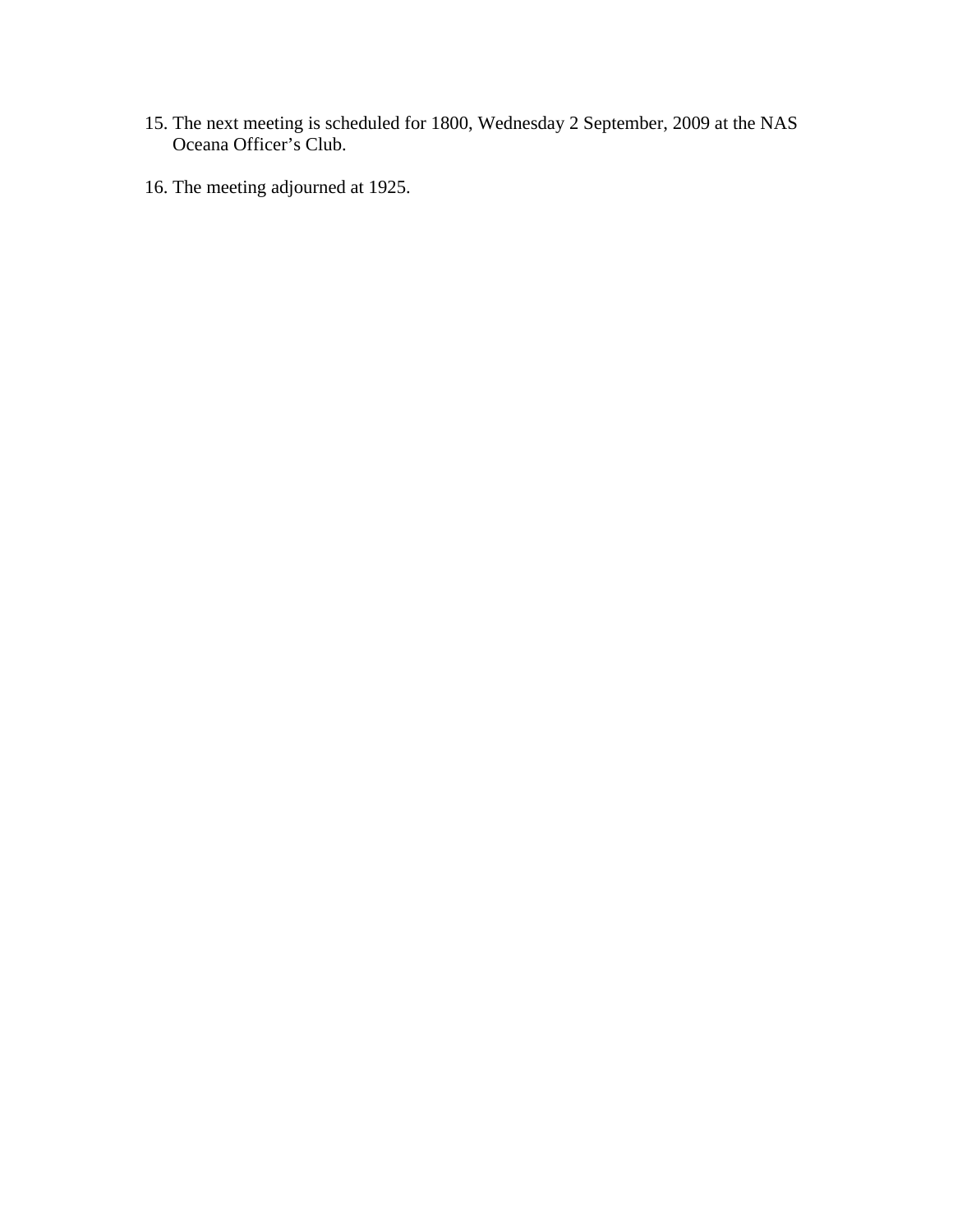15. The next meeting is scheduled for 1800, Wednesday 2 September, 2009 at the NAS Oceana Officer's Club.

16. The meeting adjourned at 1925.